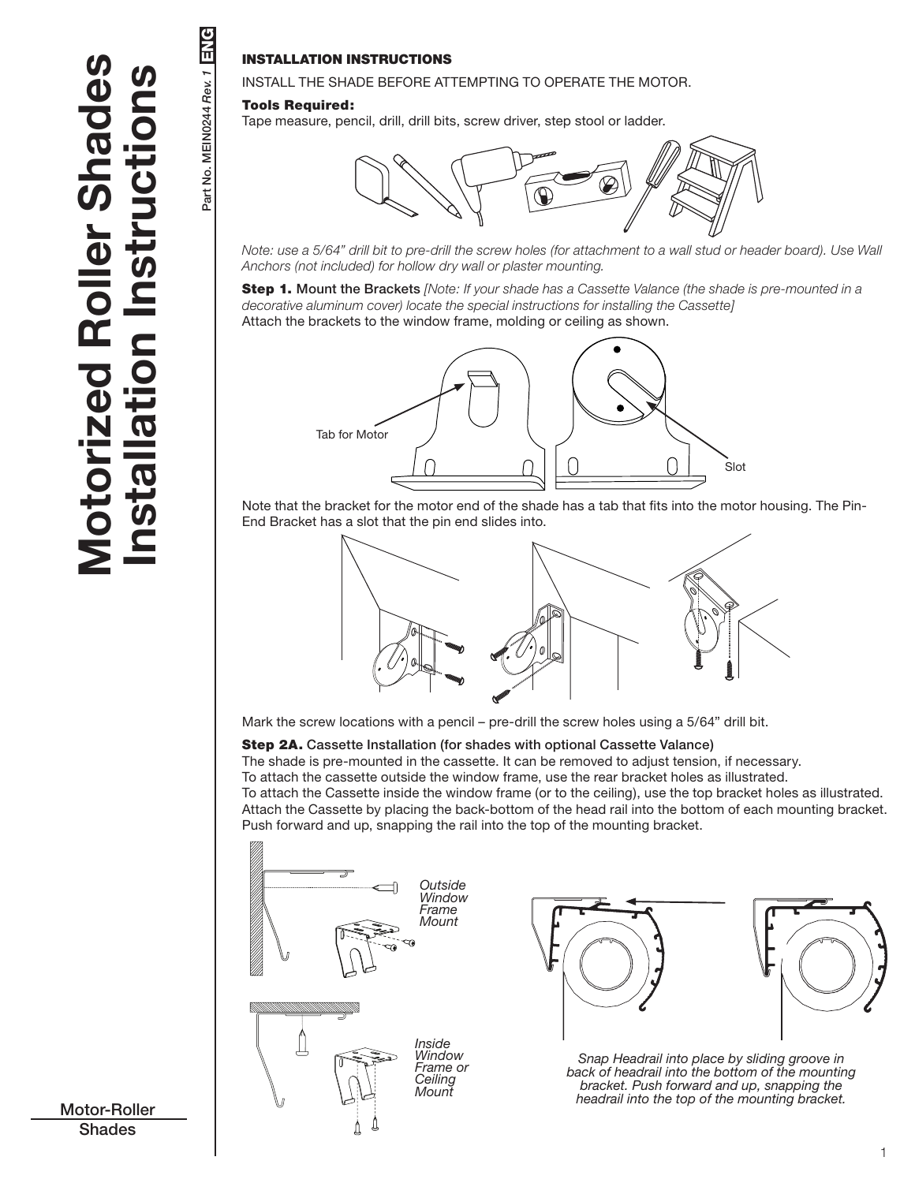# Motorized Roller Shades Installation Instructions

Part No. MEIN0244 *Rev. 1* ENG

## INSTALLATION INSTRUCTIONS

INSTALL THE SHADE BEFORE ATTEMPTING TO OPERATE THE MOTOR.

**Tools Required:**

Tape measure, pencil, drill, drill bits, screw driver, step stool or ladder.

*Note: use a 5/64" drill bit to pre-drill the screw holes (for attachment to a wall stud or header board). Use Wall Anchors (not included) for hollow dry wall or plaster mounting.*

**Step 1.** Mount the Brackets *[Note: If your shade has a Cassette Valance (the shade is pre-mounted in a decorative aluminum cover) locate the special instructions for installing the Cassette]*

Attach the brackets to the window frame, molding or ceiling as shown.

Tab for Motor

Slot

Note that the bracket for the motor end of the shade has a tab that fits into the motor housing. The Pin-End Bracket has a slot that the pin end slides into.

Mark the screw locations with a pencil – pre-drill the screw holes using a 5/64" drill bit.

**Step 2A.** Cassette Installation (for shades with optional Cassette Valance)

The shade is pre-mounted in the cassette. It can be removed to adjust tension, if necessary.

To attach the cassette outside the window frame, use the rear bracket holes as illustrated.

To attach the Cassette inside the window frame (or to the ceiling), use the top bracket holes as illustrated.

Attach the Cassette by placing the back-bottom of the head rail into the bottom of each mounting bracket. Push forward and up, snapping the rail into the top of the mounting bracket.

*Outside Window Frame Mount*

*Inside Window Frame or Ceiling Mount*

*Snap Headrail into place by sliding groove in back of headrail into the bottom of the mounting bracket. Push forward and up, snapping the headrail into the top of the mounting bracket.*

Motor-Roller Shades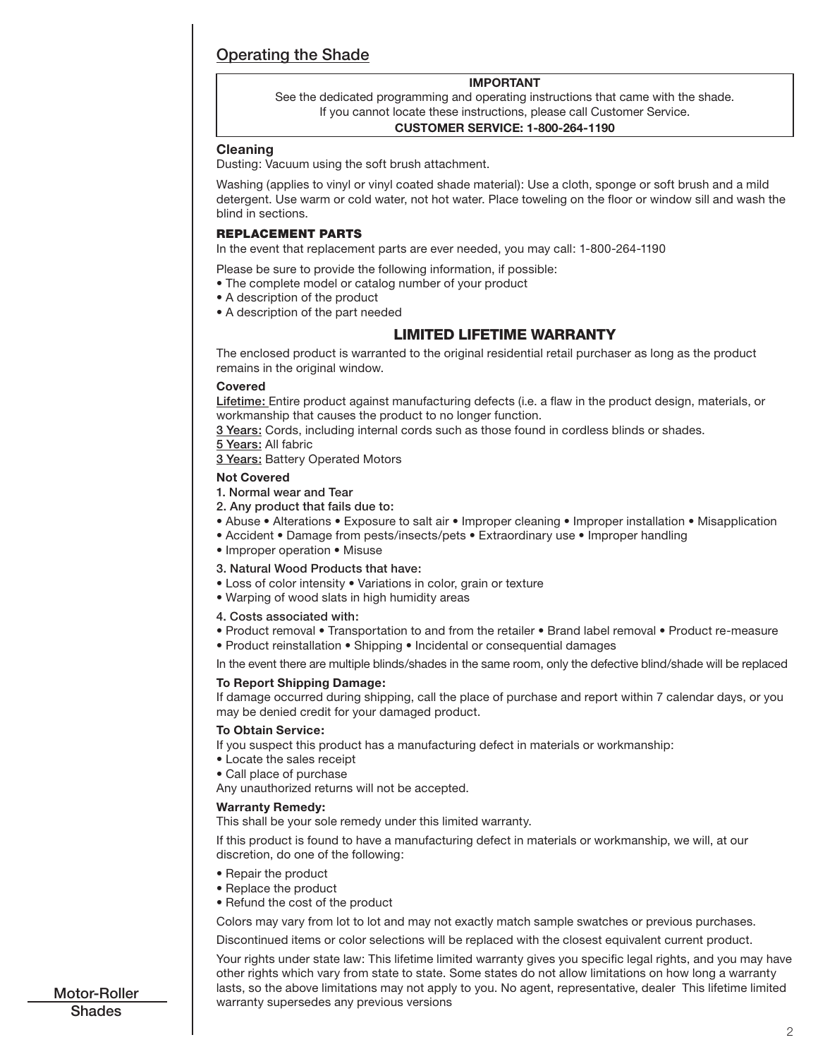## Operating the Shade

**IMPORTANT**

See the dedicated programming and operating instructions that came with the shade.
If you cannot locate these instructions, please call Customer Service.

**CUSTOMER SERVICE: 1-800-264-1190**

### Cleaning

Dusting: Vacuum using the soft brush attachment.

Washing (applies to vinyl or vinyl coated shade material): Use a cloth, sponge or soft brush and a mild detergent. Use warm or cold water, not hot water. Place toweling on the floor or window sill and wash the blind in sections.

### REPLACEMENT PARTS

In the event that replacement parts are ever needed, you may call: 1-800-264-1190

Please be sure to provide the following information, if possible:

- The complete model or catalog number of your product
- A description of the product
- A description of the part needed

## LIMITED LIFETIME WARRANTY

The enclosed product is warranted to the original residential retail purchaser as long as the product remains in the original window.

**Covered**

Lifetime: Entire product against manufacturing defects (i.e. a flaw in the product design, materials, or workmanship that causes the product to no longer function.

3 Years: Cords, including internal cords such as those found in cordless blinds or shades.

5 Years: All fabric

3 Years: Battery Operated Motors

**Not Covered**

1. Normal wear and Tear
2. Any product that fails due to:

- Abuse • Alterations • Exposure to salt air • Improper cleaning • Improper installation • Misapplication
- Accident • Damage from pests/insects/pets • Extraordinary use • Improper handling
- Improper operation • Misuse

3. Natural Wood Products that have:

- Loss of color intensity • Variations in color, grain or texture
- Warping of wood slats in high humidity areas

4. Costs associated with:

- Product removal • Transportation to and from the retailer • Brand label removal • Product re-measure
- Product reinstallation • Shipping • Incidental or consequential damages

In the event there are multiple blinds/shades in the same room, only the defective blind/shade will be replaced

**To Report Shipping Damage:**

If damage occurred during shipping, call the place of purchase and report within 7 calendar days, or you may be denied credit for your damaged product.

**To Obtain Service:**

If you suspect this product has a manufacturing defect in materials or workmanship:

- Locate the sales receipt
- Call place of purchase

Any unauthorized returns will not be accepted.

**Warranty Remedy:**

This shall be your sole remedy under this limited warranty.

If this product is found to have a manufacturing defect in materials or workmanship, we will, at our discretion, do one of the following:

- Repair the product
- Replace the product
- Refund the cost of the product

Colors may vary from lot to lot and may not exactly match sample swatches or previous purchases.

Discontinued items or color selections will be replaced with the closest equivalent current product.

Your rights under state law: This lifetime limited warranty gives you specific legal rights, and you may have other rights which vary from state to state. Some states do not allow limitations on how long a warranty lasts, so the above limitations may not apply to you. No agent, representative, dealer This lifetime limited warranty supersedes any previous versions